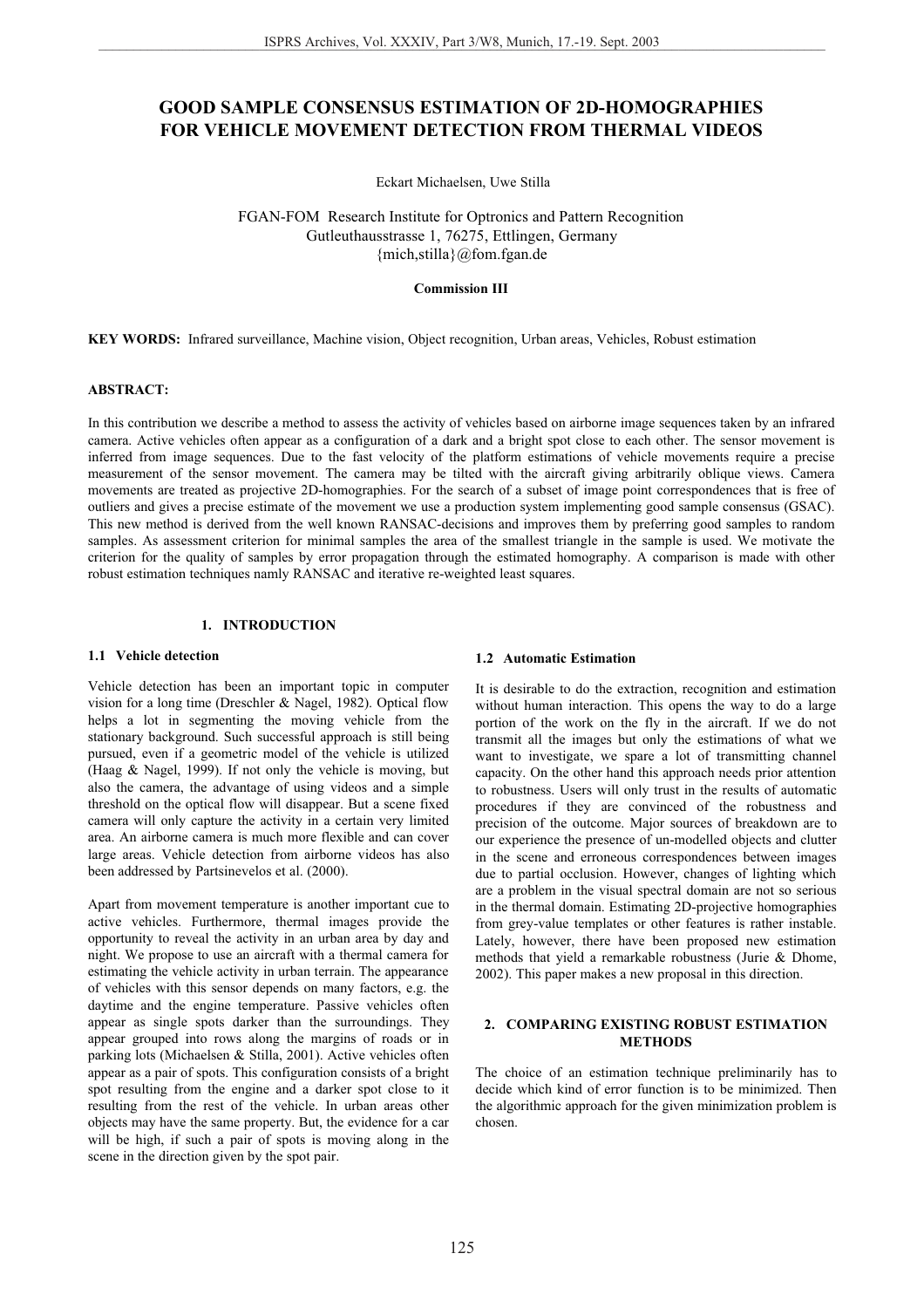# GOOD SAMPLE CONSENSUS ESTIMATION OF 2D-HOMOGRAPHIES FOR VEHICLE MOVEMENT DETECTION FROM THERMAL VIDEOS

Eckart Michaelsen, Uwe Stilla

FGAN-FOM Research Institute for Optronics and Pattern Recognition
Gutleuthausstrasse 1, 76275, Ettlingen, Germany
{mich,stilla}@fom.fgan.de

**Commission III**

**KEY WORDS:** Infrared surveillance, Machine vision, Object recognition, Urban areas, Vehicles, Robust estimation

**ABSTRACT:**

In this contribution we describe a method to assess the activity of vehicles based on airborne image sequences taken by an infrared camera. Active vehicles often appear as a configuration of a dark and a bright spot close to each other. The sensor movement is inferred from image sequences. Due to the fast velocity of the platform estimations of vehicle movements require a precise measurement of the sensor movement. The camera may be tilted with the aircraft giving arbitrarily oblique views. Camera movements are treated as projective 2D-homographies. For the search of a subset of image point correspondences that is free of outliers and gives a precise estimate of the movement we use a production system implementing good sample consensus (GSAC). This new method is derived from the well known RANSAC-decisions and improves them by preferring good samples to random samples. As assessment criterion for minimal samples the area of the smallest triangle in the sample is used. We motivate the criterion for the quality of samples by error propagation through the estimated homography. A comparison is made with other robust estimation techniques namly RANSAC and iterative re-weighted least squares.

## 1. INTRODUCTION

### 1.1 Vehicle detection

Vehicle detection has been an important topic in computer vision for a long time (Dreschler & Nagel, 1982). Optical flow helps a lot in segmenting the moving vehicle from the stationary background. Such successful approach is still being pursued, even if a geometric model of the vehicle is utilized (Haag & Nagel, 1999). If not only the vehicle is moving, but also the camera, the advantage of using videos and a simple threshold on the optical flow will disappear. But a scene fixed camera will only capture the activity in a certain very limited area. An airborne camera is much more flexible and can cover large areas. Vehicle detection from airborne videos has also been addressed by Partsinevelos et al. (2000).

Apart from movement temperature is another important cue to active vehicles. Furthermore, thermal images provide the opportunity to reveal the activity in an urban area by day and night. We propose to use an aircraft with a thermal camera for estimating the vehicle activity in urban terrain. The appearance of vehicles with this sensor depends on many factors, e.g. the daytime and the engine temperature. Passive vehicles often appear as single spots darker than the surroundings. They appear grouped into rows along the margins of roads or in parking lots (Michaelsen & Stilla, 2001). Active vehicles often appear as a pair of spots. This configuration consists of a bright spot resulting from the engine and a darker spot close to it resulting from the rest of the vehicle. In urban areas other objects may have the same property. But, the evidence for a car will be high, if such a pair of spots is moving along in the scene in the direction given by the spot pair.

### 1.2 Automatic Estimation

It is desirable to do the extraction, recognition and estimation without human interaction. This opens the way to do a large portion of the work on the fly in the aircraft. If we do not transmit all the images but only the estimations of what we want to investigate, we spare a lot of transmitting channel capacity. On the other hand this approach needs prior attention to robustness. Users will only trust in the results of automatic procedures if they are convinced of the robustness and precision of the outcome. Major sources of breakdown are to our experience the presence of un-modelled objects and clutter in the scene and erroneous correspondences between images due to partial occlusion. However, changes of lighting which are a problem in the visual spectral domain are not so serious in the thermal domain. Estimating 2D-projective homographies from grey-value templates or other features is rather instable. Lately, however, there have been proposed new estimation methods that yield a remarkable robustness (Jurie & Dhome, 2002). This paper makes a new proposal in this direction.

## 2. COMPARING EXISTING ROBUST ESTIMATION METHODS

The choice of an estimation technique preliminarily has to decide which kind of error function is to be minimized. Then the algorithmic approach for the given minimization problem is chosen.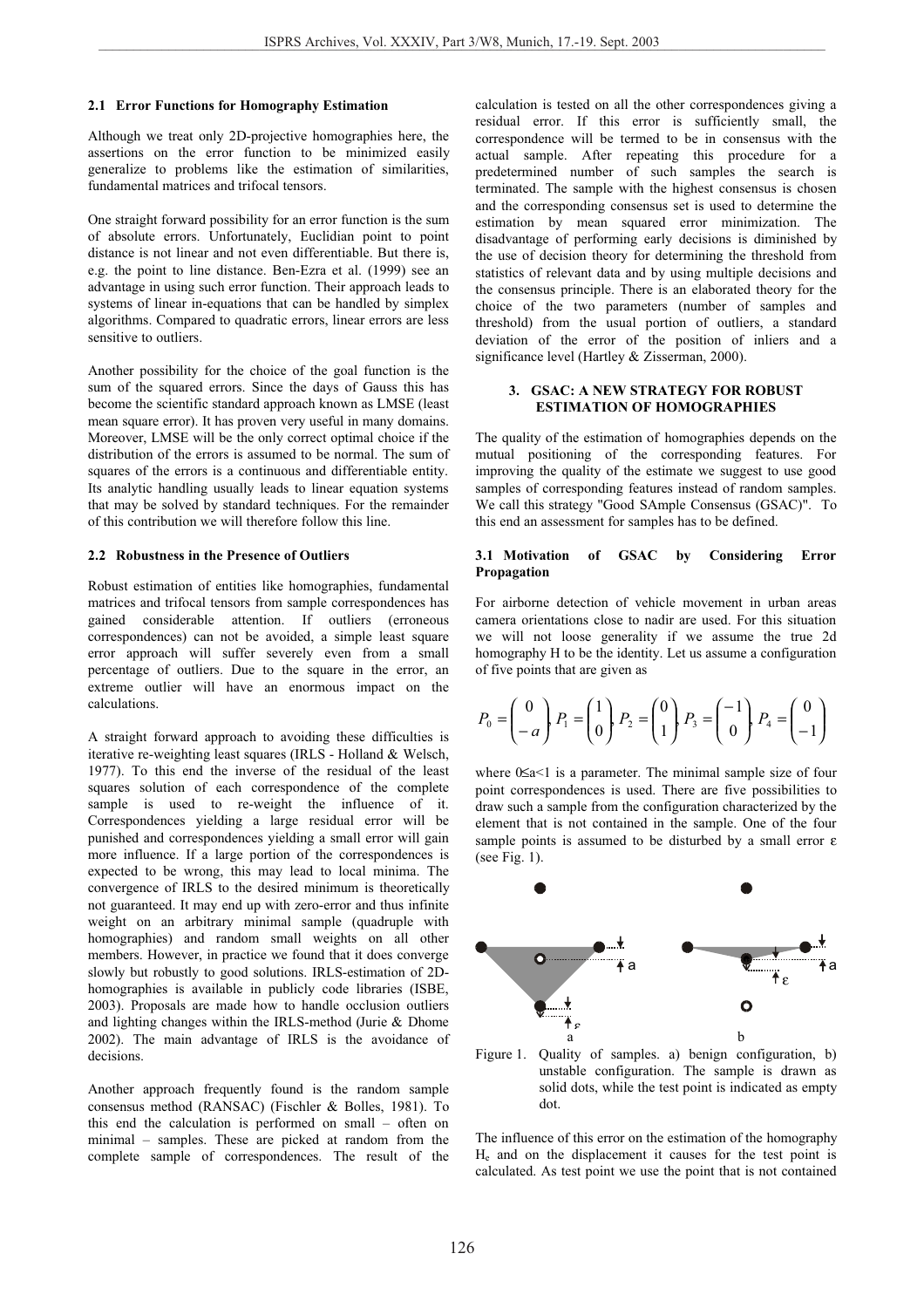### 2.1 Error Functions for Homography Estimation

Although we treat only 2D-projective homographies here, the assertions on the error function to be minimized easily generalize to problems like the estimation of similarities, fundamental matrices and trifocal tensors.

One straight forward possibility for an error function is the sum of absolute errors. Unfortunately, Euclidian point to point distance is not linear and not even differentiable. But there is, e.g. the point to line distance. Ben-Ezra et al. (1999) see an advantage in using such error function. Their approach leads to systems of linear in-equations that can be handled by simplex algorithms. Compared to quadratic errors, linear errors are less sensitive to outliers.

Another possibility for the choice of the goal function is the sum of the squared errors. Since the days of Gauss this has become the scientific standard approach known as LMSE (least mean square error). It has proven very useful in many domains. Moreover, LMSE will be the only correct optimal choice if the distribution of the errors is assumed to be normal. The sum of squares of the errors is a continuous and differentiable entity. Its analytic handling usually leads to linear equation systems that may be solved by standard techniques. For the remainder of this contribution we will therefore follow this line.

### 2.2 Robustness in the Presence of Outliers

Robust estimation of entities like homographies, fundamental matrices and trifocal tensors from sample correspondences has gained considerable attention. If outliers (erroneous correspondences) can not be avoided, a simple least square error approach will suffer severely even from a small percentage of outliers. Due to the square in the error, an extreme outlier will have an enormous impact on the calculations.

A straight forward approach to avoiding these difficulties is iterative re-weighting least squares (IRLS - Holland & Welsch, 1977). To this end the inverse of the residual of the least squares solution of each correspondence of the complete sample is used to re-weight the influence of it. Correspondences yielding a large residual error will be punished and correspondences yielding a small error will gain more influence. If a large portion of the correspondences is expected to be wrong, this may lead to local minima. The convergence of IRLS to the desired minimum is theoretically not guaranteed. It may end up with zero-error and thus infinite weight on an arbitrary minimal sample (quadruple with homographies) and random small weights on all other members. However, in practice we found that it does converge slowly but robustly to good solutions. IRLS-estimation of 2D-homographies is available in publicly code libraries (ISBE, 2003). Proposals are made how to handle occlusion outliers and lighting changes within the IRLS-method (Jurie & Dhome 2002). The main advantage of IRLS is the avoidance of decisions.

Another approach frequently found is the random sample consensus method (RANSAC) (Fischler & Bolles, 1981). To this end the calculation is performed on small – often on minimal – samples. These are picked at random from the complete sample of correspondences. The result of the calculation is tested on all the other correspondences giving a residual error. If this error is sufficiently small, the correspondence will be termed to be in consensus with the actual sample. After repeating this procedure for a predetermined number of such samples the search is terminated. The sample with the highest consensus is chosen and the corresponding consensus set is used to determine the estimation by mean squared error minimization. The disadvantage of performing early decisions is diminished by the use of decision theory for determining the threshold from statistics of relevant data and by using multiple decisions and the consensus principle. There is an elaborated theory for the choice of the two parameters (number of samples and threshold) from the usual portion of outliers, a standard deviation of the error of the position of inliers and a significance level (Hartley & Zisserman, 2000).

## 3. GSAC: A NEW STRATEGY FOR ROBUST ESTIMATION OF HOMOGRAPHIES

The quality of the estimation of homographies depends on the mutual positioning of the corresponding features. For improving the quality of the estimate we suggest to use good samples of corresponding features instead of random samples. We call this strategy "Good SAmple Consensus (GSAC)". To this end an assessment for samples has to be defined.

### 3.1 Motivation of GSAC by Considering Error Propagation

For airborne detection of vehicle movement in urban areas camera orientations close to nadir are used. For this situation we will not loose generality if we assume the true 2d homography H to be the identity. Let us assume a configuration of five points that are given as

$$P_0 = \begin{pmatrix} 0 \\ -a \end{pmatrix}, P_1 = \begin{pmatrix} 1 \\ 0 \end{pmatrix}, P_2 = \begin{pmatrix} 0 \\ 1 \end{pmatrix}, P_3 = \begin{pmatrix} -1 \\ 0 \end{pmatrix}, P_4 = \begin{pmatrix} 0 \\ -1 \end{pmatrix}$$

where $0 \leq a < 1$ is a parameter. The minimal sample size of four point correspondences is used. There are five possibilities to draw such a sample from the configuration characterized by the element that is not contained in the sample. One of the four sample points is assumed to be disturbed by a small error $\varepsilon$ (see Fig. 1).

Figure 1. Quality of samples. a) benign configuration, b) unstable configuration. The sample is drawn as solid dots, while the test point is indicated as empty dot.

The influence of this error on the estimation of the homography $H_\varepsilon$ and on the displacement it causes for the test point is calculated. As test point we use the point that is not contained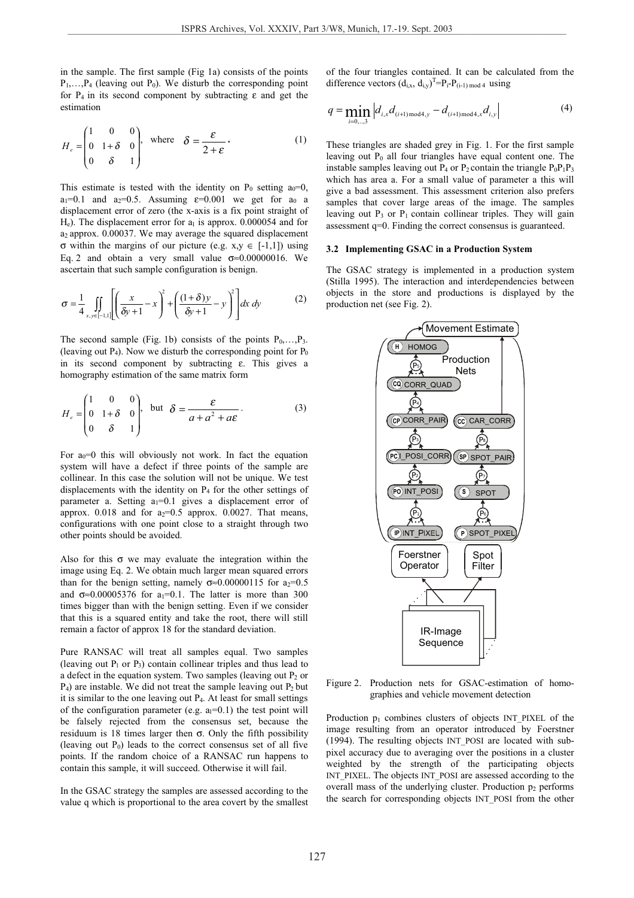in the sample. The first sample (Fig 1a) consists of the points $P_1,\dots,P_4$ (leaving out $P_0$). We disturb the corresponding point for $P_4$ in its second component by subtracting $\varepsilon$ and get the estimation

$$H_e = \begin{pmatrix} 1 & 0 & 0 \\ 0 & 1+\delta & 0 \\ 0 & \delta & 1 \end{pmatrix}, \quad \text{where} \quad \delta = \frac{\varepsilon}{2+\varepsilon}. \tag{1}$$

This estimate is tested with the identity on $P_0$ setting $a_0=0$, $a_1=0.1$ and $a_2=0.5$. Assuming $\varepsilon=0.001$ we get for $a_0$ a displacement error of zero (the x-axis is a fix point straight of $H_e$). The displacement error for $a_1$ is approx. 0.000054 and for $a_2$ approx. 0.00037. We may average the squared displacement $\sigma$ within the margins of our picture (e.g. $x,y \in [-1,1]$) using Eq. 2 and obtain a very small value $\sigma \approx 0.00000016$. We ascertain that such sample configuration is benign.

$$\sigma = \frac{1}{4} \iint_{x,y\in[-1,1]} \left[ \left( \frac{x}{\delta y+1} - x \right)^2 + \left( \frac{(1+\delta)y}{\delta y+1} - y \right)^2 \right] dx\, dy \tag{2}$$

The second sample (Fig. 1b) consists of the points $P_0,\dots,P_3$. (leaving out $P_4$). Now we disturb the corresponding point for $P_0$ in its second component by subtracting $\varepsilon$. This gives a homography estimation of the same matrix form

$$H_e = \begin{pmatrix} 1 & 0 & 0 \\ 0 & 1+\delta & 0 \\ 0 & \delta & 1 \end{pmatrix}, \quad \text{but} \quad \delta = \frac{\varepsilon}{a+a^2+a\varepsilon}. \tag{3}$$

For $a_0=0$ this will obviously not work. In fact the equation system will have a defect if three points of the sample are collinear. In this case the solution will not be unique. We test displacements with the identity on $P_4$ for the other settings of parameter a. Setting $a_1=0.1$ gives a displacement error of approx. 0.018 and for $a_2=0.5$ approx. 0.0027. That means, configurations with one point close to a straight through two other points should be avoided.

Also for this $\sigma$ we may evaluate the integration within the image using Eq. 2. We obtain much larger mean squared errors than for the benign setting, namely $\sigma \approx 0.00000115$ for $a_2=0.5$ and $\sigma \approx 0.00005376$ for $a_1=0.1$. The latter is more than 300 times bigger than with the benign setting. Even if we consider that this is a squared entity and take the root, there will still remain a factor of approx 18 for the standard deviation.

Pure RANSAC will treat all samples equal. Two samples (leaving out $P_1$ or $P_3$) contain collinear triples and thus lead to a defect in the equation system. Two samples (leaving out $P_2$ or $P_4$) are instable. We did not treat the sample leaving out $P_2$ but it is similar to the one leaving out $P_4$. At least for small settings of the configuration parameter (e.g. $a_1=0.1$) the test point will be falsely rejected from the consensus set, because the residuum is 18 times larger then $\sigma$. Only the fifth possibility (leaving out $P_0$) leads to the correct consensus set of all five points. If the random choice of a RANSAC run happens to contain this sample, it will succeed. Otherwise it will fail.

In the GSAC strategy the samples are assessed according to the value q which is proportional to the area covert by the smallest of the four triangles contained. It can be calculated from the difference vectors $(d_{i,x}, d_{i,y})^T = P_i - P_{(i-1) \bmod 4}$ using

$$q = \min_{i=0,\dots,3} \left| d_{i,x} d_{(i+1)\bmod 4,y} - d_{(i+1)\bmod 4,x} d_{i,y} \right| \tag{4}$$

These triangles are shaded grey in Fig. 1. For the first sample leaving out $P_0$ all four triangles have equal content one. The instable samples leaving out $P_4$ or $P_2$ contain the triangle $P_0P_1P_3$ which has area a. For a small value of parameter a this will give a bad assessment. This assessment criterion also prefers samples that cover large areas of the image. The samples leaving out $P_3$ or $P_1$ contain collinear triples. They will gain assessment q=0. Finding the correct consensus is guaranteed.

### 3.2 Implementing GSAC in a Production System

The GSAC strategy is implemented in a production system (Stilla 1995). The interaction and interdependencies between objects in the store and productions is displayed by the production net (see Fig. 2).

Figure 2. Production nets for GSAC-estimation of homographies and vehicle movement detection

Production $p_1$ combines clusters of objects INT_PIXEL of the image resulting from an operator introduced by Foerstner (1994). The resulting objects INT_POSI are located with sub-pixel accuracy due to averaging over the positions in a cluster weighted by the strength of the participating objects INT_PIXEL. The objects INT_POSI are assessed according to the overall mass of the underlying cluster. Production $p_2$ performs the search for corresponding objects INT_POSI from the other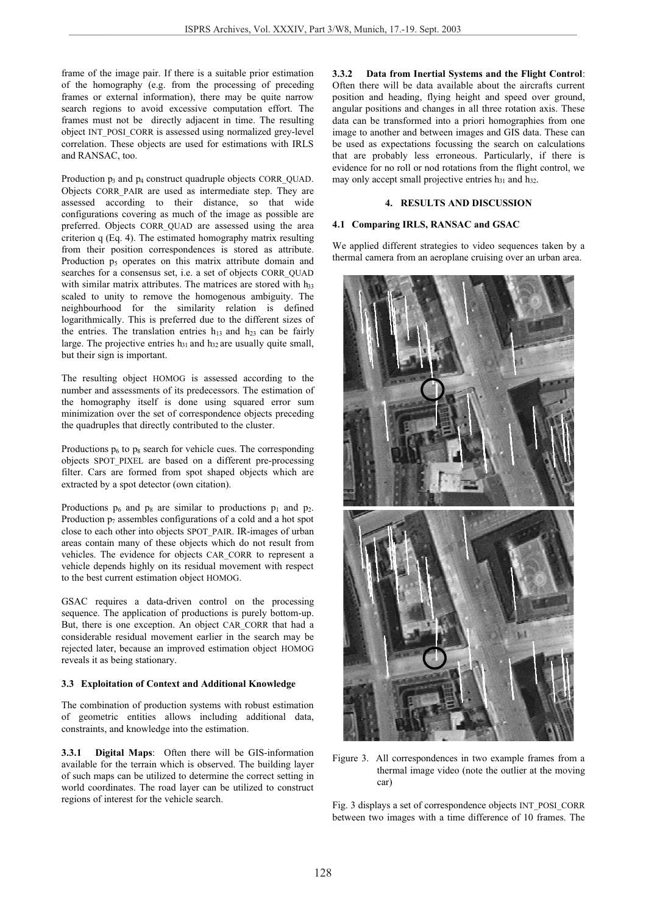frame of the image pair. If there is a suitable prior estimation of the homography (e.g. from the processing of preceding frames or external information), there may be quite narrow search regions to avoid excessive computation effort. The frames must not be directly adjacent in time. The resulting object INT_POSI_CORR is assessed using normalized grey-level correlation. These objects are used for estimations with IRLS and RANSAC, too.

Production $p_3$ and $p_4$ construct quadruple objects CORR_QUAD. Objects CORR_PAIR are used as intermediate step. They are assessed according to their distance, so that wide configurations covering as much of the image as possible are preferred. Objects CORR_QUAD are assessed using the area criterion q (Eq. 4). The estimated homography matrix resulting from their position correspondences is stored as attribute. Production $p_5$ operates on this matrix attribute domain and searches for a consensus set, i.e. a set of objects CORR_QUAD with similar matrix attributes. The matrices are stored with $h_{33}$ scaled to unity to remove the homogenous ambiguity. The neighbourhood for the similarity relation is defined logarithmically. This is preferred due to the different sizes of the entries. The translation entries $h_{13}$ and $h_{23}$ can be fairly large. The projective entries $h_{31}$ and $h_{32}$ are usually quite small, but their sign is important.

The resulting object HOMOG is assessed according to the number and assessments of its predecessors. The estimation of the homography itself is done using squared error sum minimization over the set of correspondence objects preceding the quadruples that directly contributed to the cluster.

Productions $p_6$ to $p_8$ search for vehicle cues. The corresponding objects SPOT_PIXEL are based on a different pre-processing filter. Cars are formed from spot shaped objects which are extracted by a spot detector (own citation).

Productions $p_6$ and $p_8$ are similar to productions $p_1$ and $p_2$. Production $p_7$ assembles configurations of a cold and a hot spot close to each other into objects SPOT_PAIR. IR-images of urban areas contain many of these objects which do not result from vehicles. The evidence for objects CAR_CORR to represent a vehicle depends highly on its residual movement with respect to the best current estimation object HOMOG.

GSAC requires a data-driven control on the processing sequence. The application of productions is purely bottom-up. But, there is one exception. An object CAR_CORR that had a considerable residual movement earlier in the search may be rejected later, because an improved estimation object HOMOG reveals it as being stationary.

### 3.3 Exploitation of Context and Additional Knowledge

The combination of production systems with robust estimation of geometric entities allows including additional data, constraints, and knowledge into the estimation.

**3.3.1 Digital Maps**: Often there will be GIS-information available for the terrain which is observed. The building layer of such maps can be utilized to determine the correct setting in world coordinates. The road layer can be utilized to construct regions of interest for the vehicle search.

**3.3.2 Data from Inertial Systems and the Flight Control**: Often there will be data available about the aircrafts current position and heading, flying height and speed over ground, angular positions and changes in all three rotation axis. These data can be transformed into a priori homographies from one image to another and between images and GIS data. These can be used as expectations focussing the search on calculations that are probably less erroneous. Particularly, if there is evidence for no roll or nod rotations from the flight control, we may only accept small projective entries $h_{31}$ and $h_{32}$.

## 4. RESULTS AND DISCUSSION

### 4.1 Comparing IRLS, RANSAC and GSAC

We applied different strategies to video sequences taken by a thermal camera from an aeroplane cruising over an urban area.

Figure 3. All correspondences in two example frames from a thermal image video (note the outlier at the moving car)

Fig. 3 displays a set of correspondence objects INT_POSI_CORR between two images with a time difference of 10 frames. The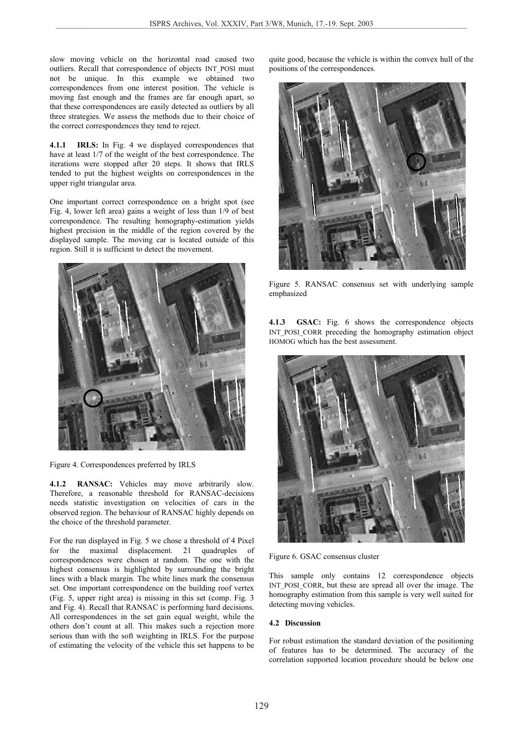slow moving vehicle on the horizontal road caused two outliers. Recall that correspondence of objects INT_POSI must not be unique. In this example we obtained two correspondences from one interest position. The vehicle is moving fast enough and the frames are far enough apart, so that these correspondences are easily detected as outliers by all three strategies. We assess the methods due to their choice of the correct correspondences they tend to reject.

**4.1.1 IRLS:** In Fig. 4 we displayed correspondences that have at least 1/7 of the weight of the best correspondence. The iterations were stopped after 20 steps. It shows that IRLS tended to put the highest weights on correspondences in the upper right triangular area.

One important correct correspondence on a bright spot (see Fig. 4, lower left area) gains a weight of less than 1/9 of best correspondence. The resulting homography-estimation yields highest precision in the middle of the region covered by the displayed sample. The moving car is located outside of this region. Still it is sufficient to detect the movement.

Figure 4. Correspondences preferred by IRLS

**4.1.2 RANSAC:** Vehicles may move arbitrarily slow. Therefore, a reasonable threshold for RANSAC-decisions needs statistic investigation on velocities of cars in the observed region. The behaviour of RANSAC highly depends on the choice of the threshold parameter.

For the run displayed in Fig. 5 we chose a threshold of 4 Pixel for the maximal displacement. 21 quadruples of correspondences were chosen at random. The one with the highest consensus is highlighted by surrounding the bright lines with a black margin. The white lines mark the consensus set. One important correspondence on the building roof vertex (Fig. 5, upper right area) is missing in this set (comp. Fig. 3 and Fig. 4). Recall that RANSAC is performing hard decisions. All correspondences in the set gain equal weight, while the others don't count at all. This makes such a rejection more serious than with the soft weighting in IRLS. For the purpose of estimating the velocity of the vehicle this set happens to be quite good, because the vehicle is within the convex hull of the positions of the correspondences.

Figure 5. RANSAC consensus set with underlying sample emphasized

**4.1.3 GSAC:** Fig. 6 shows the correspondence objects INT_POSI_CORR preceding the homography estimation object HOMOG which has the best assessment.

Figure 6. GSAC consensus cluster

This sample only contains 12 correspondence objects INT_POSI_CORR, but these are spread all over the image. The homography estimation from this sample is very well suited for detecting moving vehicles.

### 4.2 Discussion

For robust estimation the standard deviation of the positioning of features has to be determined. The accuracy of the correlation supported location procedure should be below one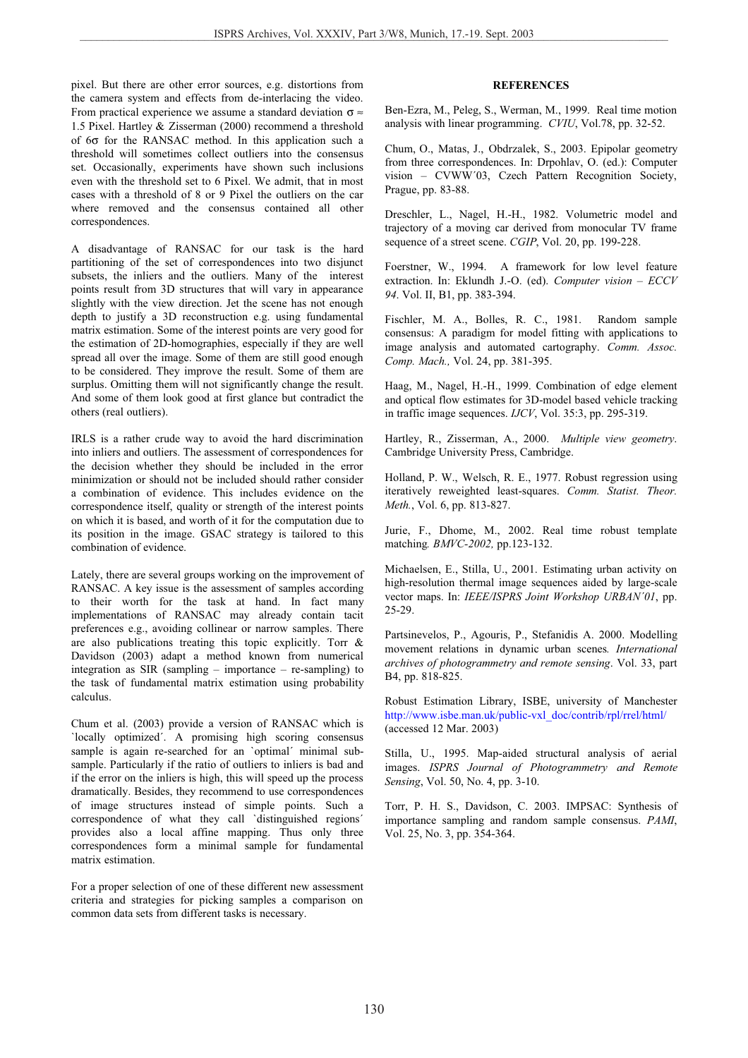pixel. But there are other error sources, e.g. distortions from the camera system and effects from de-interlacing the video. From practical experience we assume a standard deviation $\sigma \approx 1.5$ Pixel. Hartley & Zisserman (2000) recommend a threshold of $6\sigma$ for the RANSAC method. In this application such a threshold will sometimes collect outliers into the consensus set. Occasionally, experiments have shown such inclusions even with the threshold set to 6 Pixel. We admit, that in most cases with a threshold of 8 or 9 Pixel the outliers on the car where removed and the consensus contained all other correspondences.

A disadvantage of RANSAC for our task is the hard partitioning of the set of correspondences into two disjunct subsets, the inliers and the outliers. Many of the interest points result from 3D structures that will vary in appearance slightly with the view direction. Jet the scene has not enough depth to justify a 3D reconstruction e.g. using fundamental matrix estimation. Some of the interest points are very good for the estimation of 2D-homographies, especially if they are well spread all over the image. Some of them are still good enough to be considered. They improve the result. Some of them are surplus. Omitting them will not significantly change the result. And some of them look good at first glance but contradict the others (real outliers).

IRLS is a rather crude way to avoid the hard discrimination into inliers and outliers. The assessment of correspondences for the decision whether they should be included in the error minimization or should not be included should rather consider a combination of evidence. This includes evidence on the correspondence itself, quality or strength of the interest points on which it is based, and worth of it for the computation due to its position in the image. GSAC strategy is tailored to this combination of evidence.

Lately, there are several groups working on the improvement of RANSAC. A key issue is the assessment of samples according to their worth for the task at hand. In fact many implementations of RANSAC may already contain tacit preferences e.g., avoiding collinear or narrow samples. There are also publications treating this topic explicitly. Torr & Davidson (2003) adapt a method known from numerical integration as SIR (sampling – importance – re-sampling) to the task of fundamental matrix estimation using probability calculus.

Chum et al. (2003) provide a version of RANSAC which is `locally optimized´. A promising high scoring consensus sample is again re-searched for an `optimal´ minimal sub-sample. Particularly if the ratio of outliers to inliers is bad and if the error on the inliers is high, this will speed up the process dramatically. Besides, they recommend to use correspondences of image structures instead of simple points. Such a correspondence of what they call `distinguished regions´ provides also a local affine mapping. Thus only three correspondences form a minimal sample for fundamental matrix estimation.

For a proper selection of one of these different new assessment criteria and strategies for picking samples a comparison on common data sets from different tasks is necessary.

## REFERENCES

Ben-Ezra, M., Peleg, S., Werman, M., 1999. Real time motion analysis with linear programming. *CVIU*, Vol.78, pp. 32-52.

Chum, O., Matas, J., Obdrzalek, S., 2003. Epipolar geometry from three correspondences. In: Drpohlav, O. (ed.): Computer vision – CVWW´03, Czech Pattern Recognition Society, Prague, pp. 83-88.

Dreschler, L., Nagel, H.-H., 1982. Volumetric model and trajectory of a moving car derived from monocular TV frame sequence of a street scene. *CGIP*, Vol. 20, pp. 199-228.

Foerstner, W., 1994. A framework for low level feature extraction. In: Eklundh J.-O. (ed). *Computer vision – ECCV 94*. Vol. II, B1, pp. 383-394.

Fischler, M. A., Bolles, R. C., 1981. Random sample consensus: A paradigm for model fitting with applications to image analysis and automated cartography. *Comm. Assoc. Comp. Mach.,* Vol. 24, pp. 381-395.

Haag, M., Nagel, H.-H., 1999. Combination of edge element and optical flow estimates for 3D-model based vehicle tracking in traffic image sequences. *IJCV*, Vol. 35:3, pp. 295-319.

Hartley, R., Zisserman, A., 2000. *Multiple view geometry*. Cambridge University Press, Cambridge.

Holland, P. W., Welsch, R. E., 1977. Robust regression using iteratively reweighted least-squares. *Comm. Statist. Theor. Meth.*, Vol. 6, pp. 813-827.

Jurie, F., Dhome, M., 2002. Real time robust template matching. *BMVC-2002,* pp.123-132.

Michaelsen, E., Stilla, U., 2001. Estimating urban activity on high-resolution thermal image sequences aided by large-scale vector maps. In: *IEEE/ISPRS Joint Workshop URBAN´01*, pp. 25-29.

Partsinevelos, P., Agouris, P., Stefanidis A. 2000. Modelling movement relations in dynamic urban scenes. *International archives of photogrammetry and remote sensing*. Vol. 33, part B4, pp. 818-825.

Robust Estimation Library, ISBE, university of Manchester http://www.isbe.man.uk/public-vxl_doc/contrib/rpl/rrel/html/ (accessed 12 Mar. 2003)

Stilla, U., 1995. Map-aided structural analysis of aerial images. *ISPRS Journal of Photogrammetry and Remote Sensing*, Vol. 50, No. 4, pp. 3-10.

Torr, P. H. S., Davidson, C. 2003. IMPSAC: Synthesis of importance sampling and random sample consensus. *PAMI*, Vol. 25, No. 3, pp. 354-364.